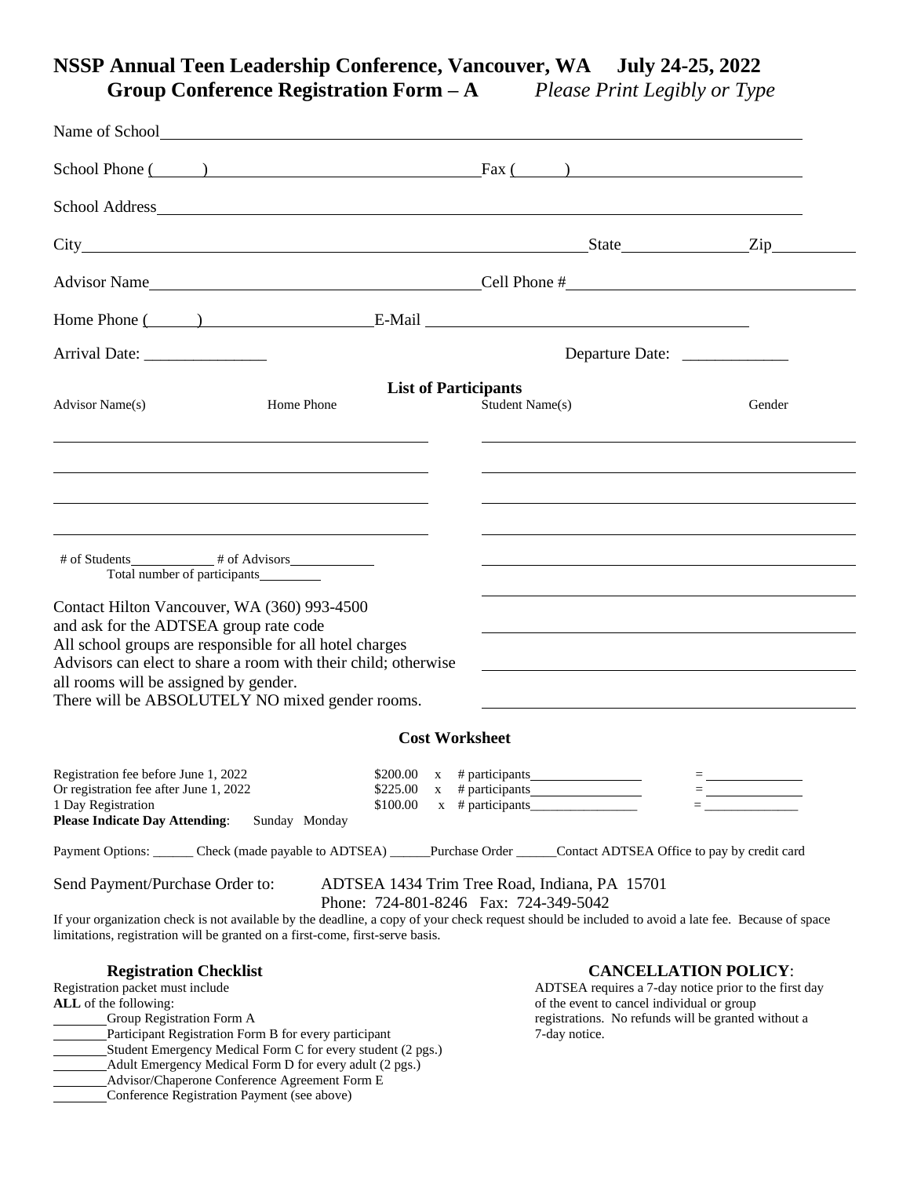# NSSP Annual Teen Leadership Conference, Vancouver, WA July 24-25, 2022

## Group Conference Registration Form – A *Please Print Legibly or Type*

Name of School\_\_\_\_\_\_\_\_\_\_\_\_\_\_\_\_\_\_\_\_\_\_\_\_\_\_\_\_\_\_\_\_\_\_\_\_\_\_\_\_\_\_\_\_

School Phone (\_\_\_\_\_\_)\_\_\_\_\_\_\_\_\_\_\_\_\_\_\_\_\_\_\_\_ Fax (\_\_\_\_\_\_)\_\_\_\_\_\_\_\_\_\_\_\_\_\_\_\_\_\_\_\_

School Address\_\_\_\_\_\_\_\_\_\_\_\_\_\_\_\_\_\_\_\_\_\_\_\_\_\_\_\_\_\_\_\_\_\_\_\_\_\_\_\_\_\_\_\_

City\_\_\_\_\_\_\_\_\_\_\_\_\_\_\_\_\_\_\_\_\_\_\_\_\_\_\_\_\_\_ State\_\_\_\_\_\_\_\_\_\_ Zip\_\_\_\_\_\_\_\_\_\_

Advisor Name\_\_\_\_\_\_\_\_\_\_\_\_\_\_\_\_\_\_\_\_\_\_\_\_\_\_ Cell Phone #\_\_\_\_\_\_\_\_\_\_\_\_\_\_\_\_\_\_\_\_\_\_\_\_

Home Phone (\_\_\_\_\_\_)\_\_\_\_\_\_\_\_\_\_\_\_\_\_\_\_\_\_ E-Mail \_\_\_\_\_\_\_\_\_\_\_\_\_\_\_\_\_\_\_\_\_\_\_\_\_\_\_\_\_\_

Arrival Date: \_\_\_\_\_\_\_\_\_\_\_\_\_\_\_ Departure Date: \_\_\_\_\_\_\_\_\_\_\_\_\_

### List of Participants

| Advisor Name(s) | Home Phone | Student Name(s) | Gender |
|---|---|---|---|
| | | | |
| | | | |
| | | | |
| | | | |
| | | | |
| | | | |
| | | | |
| | | | |
| | | | |

\# of Students\_\_\_\_\_\_\_\_\_\_\_\_ # of Advisors\_\_\_\_\_\_\_\_\_\_\_\_

Total number of participants\_\_\_\_\_\_\_\_\_

Contact Hilton Vancouver, WA (360) 993-4500
and ask for the ADTSEA group rate code
All school groups are responsible for all hotel charges
Advisors can elect to share a room with their child; otherwise all rooms will be assigned by gender.
There will be ABSOLUTELY NO mixed gender rooms.

### Cost Worksheet

| | | | |
|---|---|---|---|
| Registration fee before June 1, 2022 | \$200.00 x | # participants\_\_\_\_\_\_\_\_\_\_\_\_ | = \_\_\_\_\_\_\_\_\_\_\_\_ |
| Or registration fee after June 1, 2022 | \$225.00 x | # participants\_\_\_\_\_\_\_\_\_\_\_\_ | = \_\_\_\_\_\_\_\_\_\_\_\_ |
| 1 Day Registration | \$100.00 x | # participants\_\_\_\_\_\_\_\_\_\_\_\_ | = \_\_\_\_\_\_\_\_\_\_\_\_ |

**Please Indicate Day Attending**: Sunday Monday

Payment Options: \_\_\_\_\_\_ Check (made payable to ADTSEA) \_\_\_\_\_\_Purchase Order \_\_\_\_\_\_Contact ADTSEA Office to pay by credit card

Send Payment/Purchase Order to: ADTSEA 1434 Trim Tree Road, Indiana, PA 15701
Phone: 724-801-8246 Fax: 724-349-5042

If your organization check is not available by the deadline, a copy of your check request should be included to avoid a late fee. Because of space limitations, registration will be granted on a first-come, first-serve basis.

### Registration Checklist

Registration packet must include **ALL** of the following:

\_\_\_\_\_\_\_\_Group Registration Form A
\_\_\_\_\_\_\_\_Participant Registration Form B for every participant
\_\_\_\_\_\_\_\_Student Emergency Medical Form C for every student (2 pgs.)
\_\_\_\_\_\_\_\_Adult Emergency Medical Form D for every adult (2 pgs.)
\_\_\_\_\_\_\_\_Advisor/Chaperone Conference Agreement Form E
\_\_\_\_\_\_\_\_Conference Registration Payment (see above)

### CANCELLATION POLICY:

ADTSEA requires a 7-day notice prior to the first day of the event to cancel individual or group registrations. No refunds will be granted without a 7-day notice.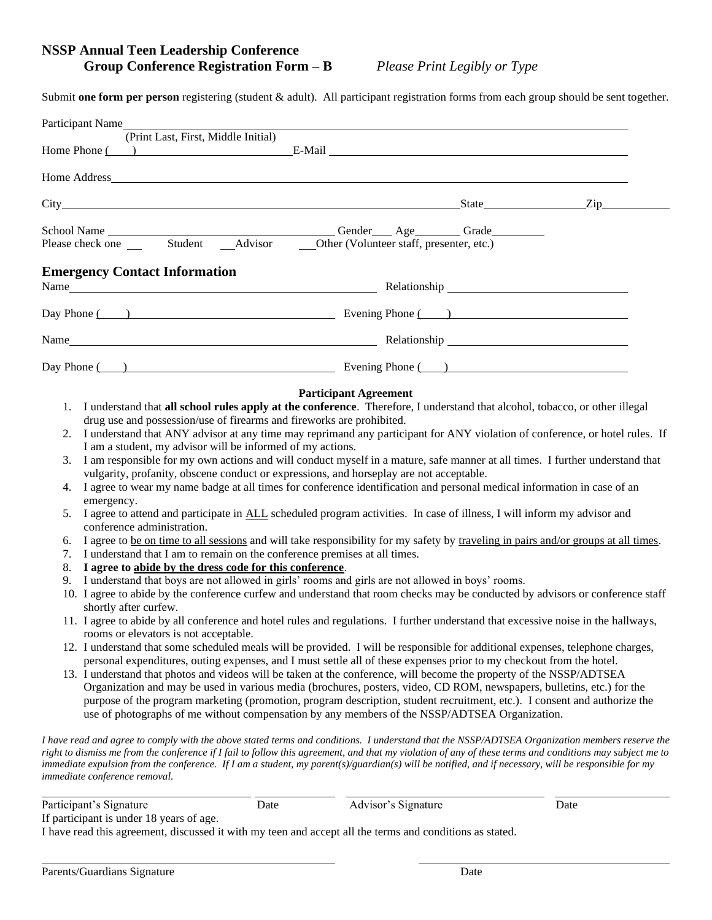**NSSP Annual Teen Leadership Conference**
**Group Conference Registration Form – B** *Please Print Legibly or Type*

Submit **one form per person** registering (student & adult). All participant registration forms from each group should be sent together.

Participant Name\_\_\_\_\_\_\_\_\_\_\_\_\_\_\_\_\_\_\_\_\_\_\_\_\_\_\_\_\_\_\_\_\_\_\_\_\_\_\_\_\_\_\_\_\_\_\_\_\_\_
(Print Last, First, Middle Initial)

Home Phone (\_\_\_\_) \_\_\_\_\_\_\_\_\_\_\_\_\_\_\_\_\_\_\_\_ E-Mail \_\_\_\_\_\_\_\_\_\_\_\_\_\_\_\_\_\_\_\_\_\_\_\_\_\_\_\_\_\_

Home Address\_\_\_\_\_\_\_\_\_\_\_\_\_\_\_\_\_\_\_\_\_\_\_\_\_\_\_\_\_\_\_\_\_\_\_\_\_\_\_\_\_\_\_\_\_\_\_\_\_\_

City\_\_\_\_\_\_\_\_\_\_\_\_\_\_\_\_\_\_\_\_\_\_\_\_\_\_\_\_\_\_\_\_\_\_\_\_ State\_\_\_\_\_\_\_\_\_\_ Zip\_\_\_\_\_\_\_\_

School Name \_\_\_\_\_\_\_\_\_\_\_\_\_\_\_\_\_\_\_\_\_\_\_\_ Gender\_\_\_ Age\_\_\_\_\_\_ Grade\_\_\_\_\_\_\_

Please check one \_\_\_ Student \_\_\_Advisor \_\_\_Other (Volunteer staff, presenter, etc.)

## Emergency Contact Information

Name\_\_\_\_\_\_\_\_\_\_\_\_\_\_\_\_\_\_\_\_\_\_\_\_\_\_\_\_\_\_ Relationship \_\_\_\_\_\_\_\_\_\_\_\_\_\_\_\_\_\_\_\_

Day Phone (\_\_\_\_) \_\_\_\_\_\_\_\_\_\_\_\_\_\_\_\_\_\_\_\_ Evening Phone (\_\_\_\_) \_\_\_\_\_\_\_\_\_\_\_\_\_\_\_\_\_\_\_\_

Name\_\_\_\_\_\_\_\_\_\_\_\_\_\_\_\_\_\_\_\_\_\_\_\_\_\_\_\_\_\_ Relationship \_\_\_\_\_\_\_\_\_\_\_\_\_\_\_\_\_\_\_\_

Day Phone (\_\_\_\_) \_\_\_\_\_\_\_\_\_\_\_\_\_\_\_\_\_\_\_\_ Evening Phone (\_\_\_\_) \_\_\_\_\_\_\_\_\_\_\_\_\_\_\_\_\_\_\_\_

**Participant Agreement**

1. I understand that **all school rules apply at the conference**. Therefore, I understand that alcohol, tobacco, or other illegal drug use and possession/use of firearms and fireworks are prohibited.
2. I understand that ANY advisor at any time may reprimand any participant for ANY violation of conference, or hotel rules. If I am a student, my advisor will be informed of my actions.
3. I am responsible for my own actions and will conduct myself in a mature, safe manner at all times. I further understand that vulgarity, profanity, obscene conduct or expressions, and horseplay are not acceptable.
4. I agree to wear my name badge at all times for conference identification and personal medical information in case of an emergency.
5. I agree to attend and participate in ALL scheduled program activities. In case of illness, I will inform my advisor and conference administration.
6. I agree to be on time to all sessions and will take responsibility for my safety by traveling in pairs and/or groups at all times.
7. I understand that I am to remain on the conference premises at all times.
8. **I agree to abide by the dress code for this conference**.
9. I understand that boys are not allowed in girls' rooms and girls are not allowed in boys' rooms.
10. I agree to abide by the conference curfew and understand that room checks may be conducted by advisors or conference staff shortly after curfew.
11. I agree to abide by all conference and hotel rules and regulations. I further understand that excessive noise in the hallways, rooms or elevators is not acceptable.
12. I understand that some scheduled meals will be provided. I will be responsible for additional expenses, telephone charges, personal expenditures, outing expenses, and I must settle all of these expenses prior to my checkout from the hotel.
13. I understand that photos and videos will be taken at the conference, will become the property of the NSSP/ADTSEA Organization and may be used in various media (brochures, posters, video, CD ROM, newspapers, bulletins, etc.) for the purpose of the program marketing (promotion, program description, student recruitment, etc.). I consent and authorize the use of photographs of me without compensation by any members of the NSSP/ADTSEA Organization.

*I have read and agree to comply with the above stated terms and conditions. I understand that the NSSP/ADTSEA Organization members reserve the right to dismiss me from the conference if I fail to follow this agreement, and that my violation of any of these terms and conditions may subject me to immediate expulsion from the conference. If I am a student, my parent(s)/guardian(s) will be notified, and if necessary, will be responsible for my immediate conference removal.*

\_\_\_\_\_\_\_\_\_\_\_\_\_\_\_\_\_\_\_\_ \_\_\_\_\_\_\_\_\_\_ \_\_\_\_\_\_\_\_\_\_\_\_\_\_\_\_\_\_\_\_ \_\_\_\_\_\_\_\_\_\_
Participant's Signature Date Advisor's Signature Date

If participant is under 18 years of age.
I have read this agreement, discussed it with my teen and accept all the terms and conditions as stated.

\_\_\_\_\_\_\_\_\_\_\_\_\_\_\_\_\_\_\_\_\_\_\_\_\_\_\_\_ \_\_\_\_\_\_\_\_\_\_\_\_\_\_\_\_\_\_\_\_
Parents/Guardians Signature Date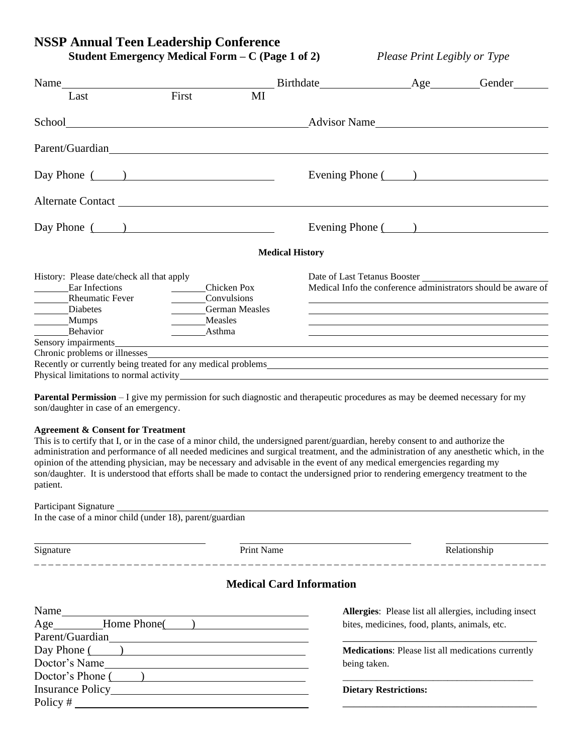# NSSP Annual Teen Leadership Conference

**Student Emergency Medical Form – C (Page 1 of 2)** *Please Print Legibly or Type*

Name ______________________________ Birthdate ______________ Age ________ Gender ______
Last First MI

School ______________________________ Advisor Name ______________________________

Parent/Guardian ______________________________________________________________

Day Phone ( ) ______________________ Evening Phone ( ) ______________________

Alternate Contact ______________________________________________________________

Day Phone ( ) ______________________ Evening Phone ( ) ______________________

### Medical History

History: Please date/check all that apply

_______ Ear Infections _______ Chicken Pox
_______ Rheumatic Fever _______ Convulsions
_______ Diabetes _______ German Measles
_______ Mumps _______ Measles
_______ Behavior _______ Asthma

Date of Last Tetanus Booster ______________________

Medical Info the conference administrators should be aware of
______________________________________________
______________________________________________
______________________________________________
______________________________________________

Sensory impairments ______________________________________________________________
Chronic problems or illnesses ______________________________________________________________
Recently or currently being treated for any medical problems ________________________________________
Physical limitations to normal activity ______________________________________________________________

**Parental Permission** – I give my permission for such diagnostic and therapeutic procedures as may be deemed necessary for my son/daughter in case of an emergency.

**Agreement & Consent for Treatment**
This is to certify that I, or in the case of a minor child, the undersigned parent/guardian, hereby consent to and authorize the administration and performance of all needed medicines and surgical treatment, and the administration of any anesthetic which, in the opinion of the attending physician, may be necessary and advisable in the event of any medical emergencies regarding my son/daughter. It is understood that efforts shall be made to contact the undersigned prior to rendering emergency treatment to the patient.

Participant Signature ______________________________________________________________
In the case of a minor child (under 18), parent/guardian

______________________ ______________________ ______________________
Signature Print Name Relationship

- - - - - - - - - - - - - - - - - - - - - - - - - - - - - - - - - - - - - - - - - - - - - - - - - - - - - - - - - - - - - - - - - - - -

## Medical Card Information

Name ______________________________
Age ________ Home Phone( ) ______________________
Parent/Guardian ______________________________
Day Phone ( ) ______________________________
Doctor's Name ______________________________
Doctor's Phone ( ) ______________________________
Insurance Policy ______________________________
Policy # ______________________________

**Allergies**: Please list all allergies, including insect bites, medicines, food, plants, animals, etc.

______________________________________

**Medications**: Please list all medications currently being taken.

______________________________________

**Dietary Restrictions:**

______________________________________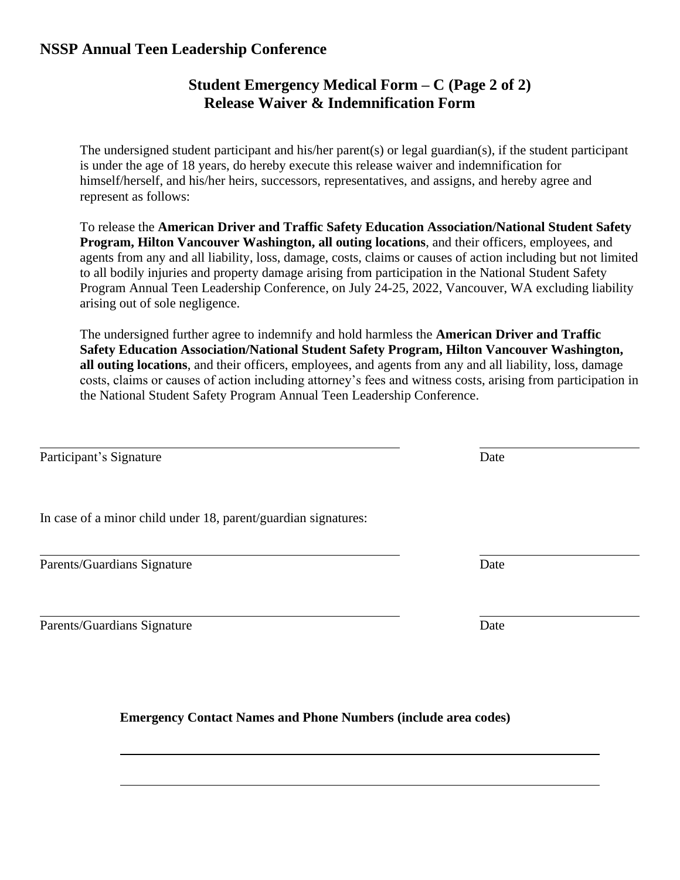## NSSP Annual Teen Leadership Conference

### Student Emergency Medical Form – C (Page 2 of 2)
### Release Waiver & Indemnification Form

The undersigned student participant and his/her parent(s) or legal guardian(s), if the student participant is under the age of 18 years, do hereby execute this release waiver and indemnification for himself/herself, and his/her heirs, successors, representatives, and assigns, and hereby agree and represent as follows:

To release the **American Driver and Traffic Safety Education Association/National Student Safety Program, Hilton Vancouver Washington, all outing locations**, and their officers, employees, and agents from any and all liability, loss, damage, costs, claims or causes of action including but not limited to all bodily injuries and property damage arising from participation in the National Student Safety Program Annual Teen Leadership Conference, on July 24-25, 2022, Vancouver, WA excluding liability arising out of sole negligence.

The undersigned further agree to indemnify and hold harmless the **American Driver and Traffic Safety Education Association/National Student Safety Program, Hilton Vancouver Washington, all outing locations**, and their officers, employees, and agents from any and all liability, loss, damage costs, claims or causes of action including attorney's fees and witness costs, arising from participation in the National Student Safety Program Annual Teen Leadership Conference.

\_\_\_\_\_\_\_\_\_\_\_\_\_\_\_\_\_\_\_\_\_\_\_\_\_\_\_\_\_\_\_\_\_\_\_\_\_\_\_\_ \_\_\_\_\_\_\_\_\_\_\_\_\_\_\_\_\_\_\_\_
Participant's Signature Date

In case of a minor child under 18, parent/guardian signatures:

\_\_\_\_\_\_\_\_\_\_\_\_\_\_\_\_\_\_\_\_\_\_\_\_\_\_\_\_\_\_\_\_\_\_\_\_\_\_\_\_ \_\_\_\_\_\_\_\_\_\_\_\_\_\_\_\_\_\_\_\_
Parents/Guardians Signature Date

\_\_\_\_\_\_\_\_\_\_\_\_\_\_\_\_\_\_\_\_\_\_\_\_\_\_\_\_\_\_\_\_\_\_\_\_\_\_\_\_ \_\_\_\_\_\_\_\_\_\_\_\_\_\_\_\_\_\_\_\_
Parents/Guardians Signature Date

**Emergency Contact Names and Phone Numbers (include area codes)**

\_\_\_\_\_\_\_\_\_\_\_\_\_\_\_\_\_\_\_\_\_\_\_\_\_\_\_\_\_\_\_\_\_\_\_\_\_\_\_\_\_\_\_\_\_\_\_\_\_\_\_\_

\_\_\_\_\_\_\_\_\_\_\_\_\_\_\_\_\_\_\_\_\_\_\_\_\_\_\_\_\_\_\_\_\_\_\_\_\_\_\_\_\_\_\_\_\_\_\_\_\_\_\_\_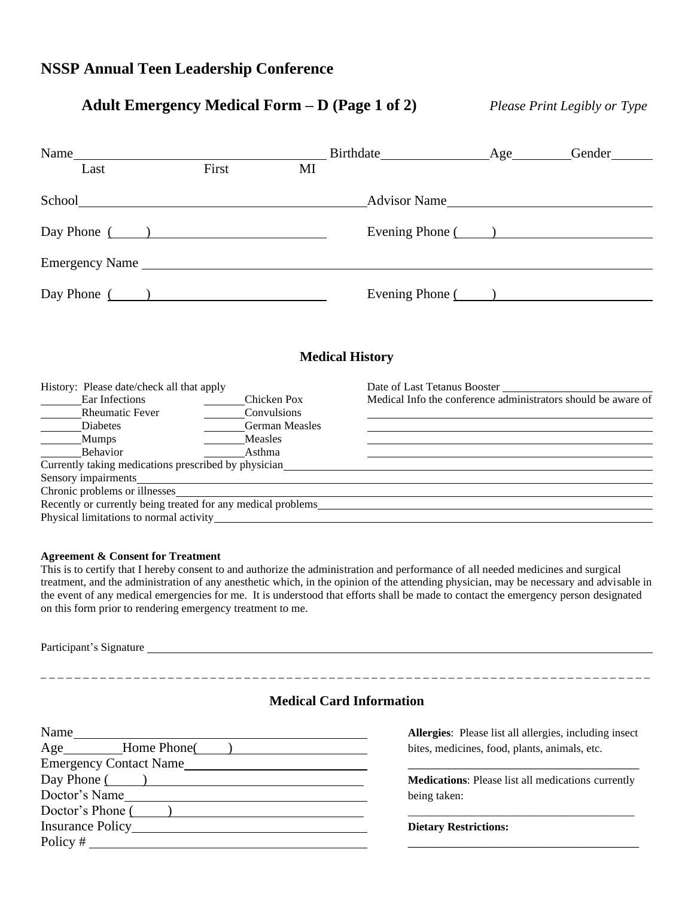# NSSP Annual Teen Leadership Conference

## Adult Emergency Medical Form – D (Page 1 of 2)

*Please Print Legibly or Type*

Name ______________________________ Birthdate ______________ Age ________ Gender ______
Last First MI

School ______________________________ Advisor Name ______________________________

Day Phone ( ) ______________________ Evening Phone ( ) ______________________

Emergency Name ______________________________________________________________

Day Phone ( ) ______________________ Evening Phone ( ) ______________________

### Medical History

History: Please date/check all that apply

_______ Ear Infections
_______ Rheumatic Fever
_______ Diabetes
_______ Mumps
_______ Behavior
_______ Chicken Pox
_______ Convulsions
_______ German Measles
_______ Measles
_______ Asthma

Date of Last Tetanus Booster ______________________

Medical Info the conference administrators should be aware of

______________________________________________

Currently taking medications prescribed by physician ______________________________

Sensory impairments ______________________________

Chronic problems or illnesses ______________________________

Recently or currently being treated for any medical problems ______________________________

Physical limitations to normal activity ______________________________

**Agreement & Consent for Treatment**

This is to certify that I hereby consent to and authorize the administration and performance of all needed medicines and surgical treatment, and the administration of any anesthetic which, in the opinion of the attending physician, may be necessary and advisable in the event of any medical emergencies for me. It is understood that efforts shall be made to contact the emergency person designated on this form prior to rendering emergency treatment to me.

Participant's Signature ______________________________________________

- - - - - - - - - - - - - - - - - - - - - - - - - - - - - - - - - - - - - - - -

### Medical Card Information

Name ______________________________
Age ________ Home Phone( ) ______________
Emergency Contact Name ______________________
Day Phone ( ) ______________________
Doctor's Name ______________________________
Doctor's Phone ( ) ______________________
Insurance Policy ______________________________
Policy # ______________________________

**Allergies**: Please list all allergies, including insect bites, medicines, food, plants, animals, etc.

______________________________________

**Medications**: Please list all medications currently being taken:

______________________________________

**Dietary Restrictions:**

______________________________________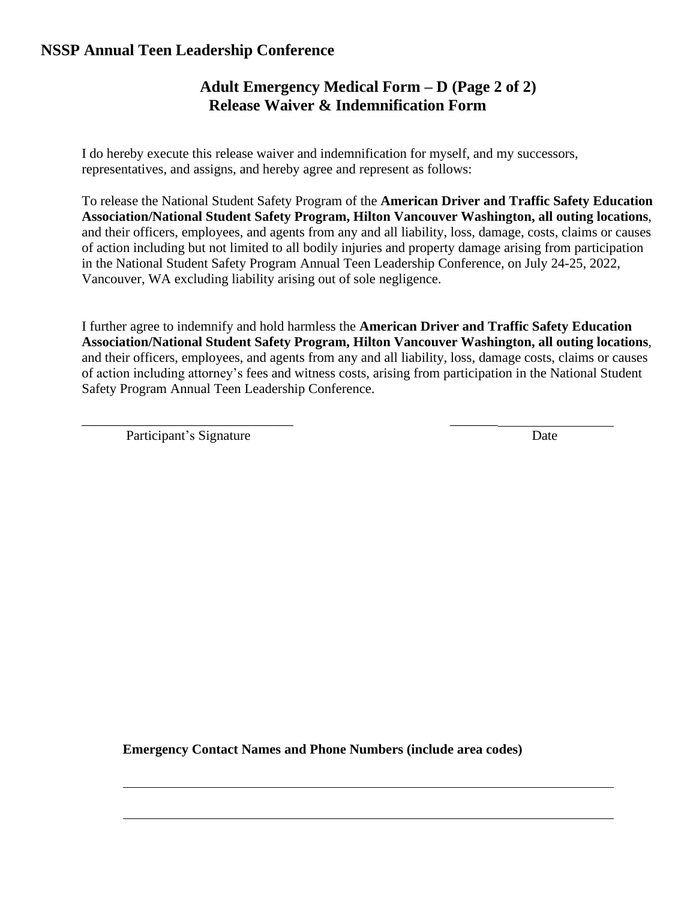**NSSP Annual Teen Leadership Conference**

## Adult Emergency Medical Form – D (Page 2 of 2)
## Release Waiver & Indemnification Form

I do hereby execute this release waiver and indemnification for myself, and my successors, representatives, and assigns, and hereby agree and represent as follows:

To release the National Student Safety Program of the **American Driver and Traffic Safety Education Association/National Student Safety Program, Hilton Vancouver Washington, all outing locations**, and their officers, employees, and agents from any and all liability, loss, damage, costs, claims or causes of action including but not limited to all bodily injuries and property damage arising from participation in the National Student Safety Program Annual Teen Leadership Conference, on July 24-25, 2022, Vancouver, WA excluding liability arising out of sole negligence.

I further agree to indemnify and hold harmless the **American Driver and Traffic Safety Education Association/National Student Safety Program, Hilton Vancouver Washington, all outing locations**, and their officers, employees, and agents from any and all liability, loss, damage costs, claims or causes of action including attorney's fees and witness costs, arising from participation in the National Student Safety Program Annual Teen Leadership Conference.

_______________________________ &nbsp;&nbsp;&nbsp;&nbsp;&nbsp;&nbsp;&nbsp;&nbsp;&nbsp;&nbsp;&nbsp;&nbsp;&nbsp;&nbsp;&nbsp; _________________________
Participant's Signature &nbsp;&nbsp;&nbsp;&nbsp;&nbsp;&nbsp;&nbsp;&nbsp;&nbsp;&nbsp;&nbsp;&nbsp;&nbsp;&nbsp;&nbsp;&nbsp;&nbsp;&nbsp;&nbsp;&nbsp;&nbsp;&nbsp;&nbsp;&nbsp;&nbsp;&nbsp;&nbsp;&nbsp;&nbsp;&nbsp;&nbsp;&nbsp;&nbsp;&nbsp; Date

**Emergency Contact Names and Phone Numbers (include area codes)**

_______________________________________________________________________

_______________________________________________________________________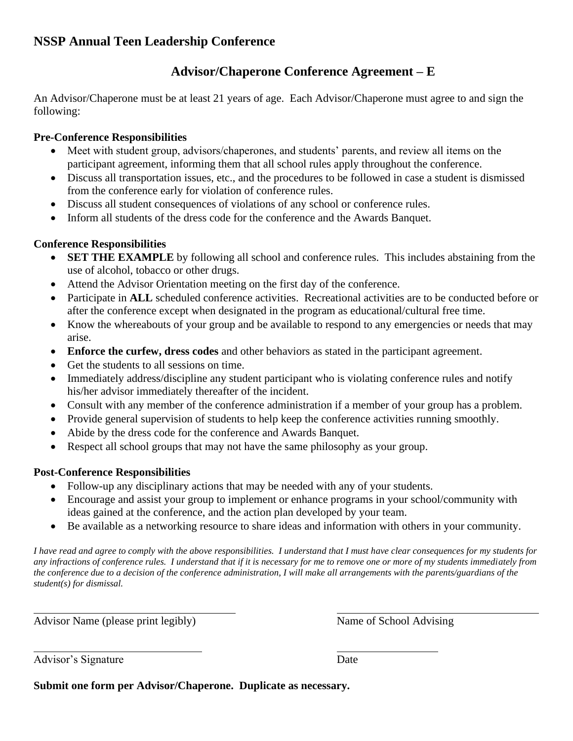## NSSP Annual Teen Leadership Conference

### Advisor/Chaperone Conference Agreement – E

An Advisor/Chaperone must be at least 21 years of age. Each Advisor/Chaperone must agree to and sign the following:

**Pre-Conference Responsibilities**

- Meet with student group, advisors/chaperones, and students' parents, and review all items on the participant agreement, informing them that all school rules apply throughout the conference.
- Discuss all transportation issues, etc., and the procedures to be followed in case a student is dismissed from the conference early for violation of conference rules.
- Discuss all student consequences of violations of any school or conference rules.
- Inform all students of the dress code for the conference and the Awards Banquet.

**Conference Responsibilities**

- **SET THE EXAMPLE** by following all school and conference rules. This includes abstaining from the use of alcohol, tobacco or other drugs.
- Attend the Advisor Orientation meeting on the first day of the conference.
- Participate in **ALL** scheduled conference activities. Recreational activities are to be conducted before or after the conference except when designated in the program as educational/cultural free time.
- Know the whereabouts of your group and be available to respond to any emergencies or needs that may arise.
- **Enforce the curfew, dress codes** and other behaviors as stated in the participant agreement.
- Get the students to all sessions on time.
- Immediately address/discipline any student participant who is violating conference rules and notify his/her advisor immediately thereafter of the incident.
- Consult with any member of the conference administration if a member of your group has a problem.
- Provide general supervision of students to help keep the conference activities running smoothly.
- Abide by the dress code for the conference and Awards Banquet.
- Respect all school groups that may not have the same philosophy as your group.

**Post-Conference Responsibilities**

- Follow-up any disciplinary actions that may be needed with any of your students.
- Encourage and assist your group to implement or enhance programs in your school/community with ideas gained at the conference, and the action plan developed by your team.
- Be available as a networking resource to share ideas and information with others in your community.

*I have read and agree to comply with the above responsibilities. I understand that I must have clear consequences for my students for any infractions of conference rules. I understand that if it is necessary for me to remove one or more of my students immediately from the conference due to a decision of the conference administration, I will make all arrangements with the parents/guardians of the student(s) for dismissal.*

\_\_\_\_\_\_\_\_\_\_\_\_\_\_\_\_\_\_\_\_\_\_\_\_\_\_\_\_\_\_\_\_\_\_\_\_\_\_
Advisor Name (please print legibly)

\_\_\_\_\_\_\_\_\_\_\_\_\_\_\_\_\_\_\_\_\_\_\_\_\_\_\_\_\_\_\_\_\_\_\_\_\_\_
Name of School Advising

\_\_\_\_\_\_\_\_\_\_\_\_\_\_\_\_\_\_\_\_\_\_\_\_\_\_\_\_\_\_\_\_\_\_
Advisor's Signature

\_\_\_\_\_\_\_\_\_\_\_\_\_\_\_\_\_\_\_\_
Date

**Submit one form per Advisor/Chaperone. Duplicate as necessary.**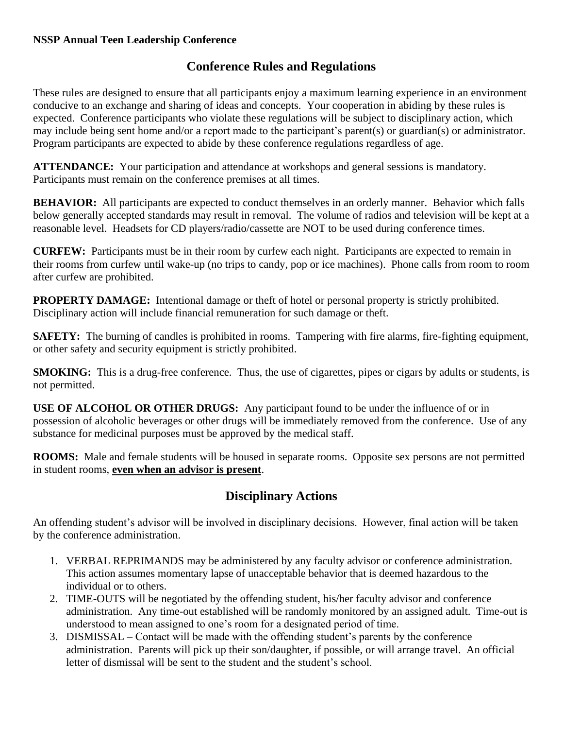**NSSP Annual Teen Leadership Conference**

## Conference Rules and Regulations

These rules are designed to ensure that all participants enjoy a maximum learning experience in an environment conducive to an exchange and sharing of ideas and concepts. Your cooperation in abiding by these rules is expected. Conference participants who violate these regulations will be subject to disciplinary action, which may include being sent home and/or a report made to the participant's parent(s) or guardian(s) or administrator. Program participants are expected to abide by these conference regulations regardless of age.

**ATTENDANCE:** Your participation and attendance at workshops and general sessions is mandatory. Participants must remain on the conference premises at all times.

**BEHAVIOR:** All participants are expected to conduct themselves in an orderly manner. Behavior which falls below generally accepted standards may result in removal. The volume of radios and television will be kept at a reasonable level. Headsets for CD players/radio/cassette are NOT to be used during conference times.

**CURFEW:** Participants must be in their room by curfew each night. Participants are expected to remain in their rooms from curfew until wake-up (no trips to candy, pop or ice machines). Phone calls from room to room after curfew are prohibited.

**PROPERTY DAMAGE:** Intentional damage or theft of hotel or personal property is strictly prohibited. Disciplinary action will include financial remuneration for such damage or theft.

**SAFETY:** The burning of candles is prohibited in rooms. Tampering with fire alarms, fire-fighting equipment, or other safety and security equipment is strictly prohibited.

**SMOKING:** This is a drug-free conference. Thus, the use of cigarettes, pipes or cigars by adults or students, is not permitted.

**USE OF ALCOHOL OR OTHER DRUGS:** Any participant found to be under the influence of or in possession of alcoholic beverages or other drugs will be immediately removed from the conference. Use of any substance for medicinal purposes must be approved by the medical staff.

**ROOMS:** Male and female students will be housed in separate rooms. Opposite sex persons are not permitted in student rooms, **even when an advisor is present**.

## Disciplinary Actions

An offending student's advisor will be involved in disciplinary decisions. However, final action will be taken by the conference administration.

1. VERBAL REPRIMANDS may be administered by any faculty advisor or conference administration. This action assumes momentary lapse of unacceptable behavior that is deemed hazardous to the individual or to others.
2. TIME-OUTS will be negotiated by the offending student, his/her faculty advisor and conference administration. Any time-out established will be randomly monitored by an assigned adult. Time-out is understood to mean assigned to one's room for a designated period of time.
3. DISMISSAL – Contact will be made with the offending student's parents by the conference administration. Parents will pick up their son/daughter, if possible, or will arrange travel. An official letter of dismissal will be sent to the student and the student's school.